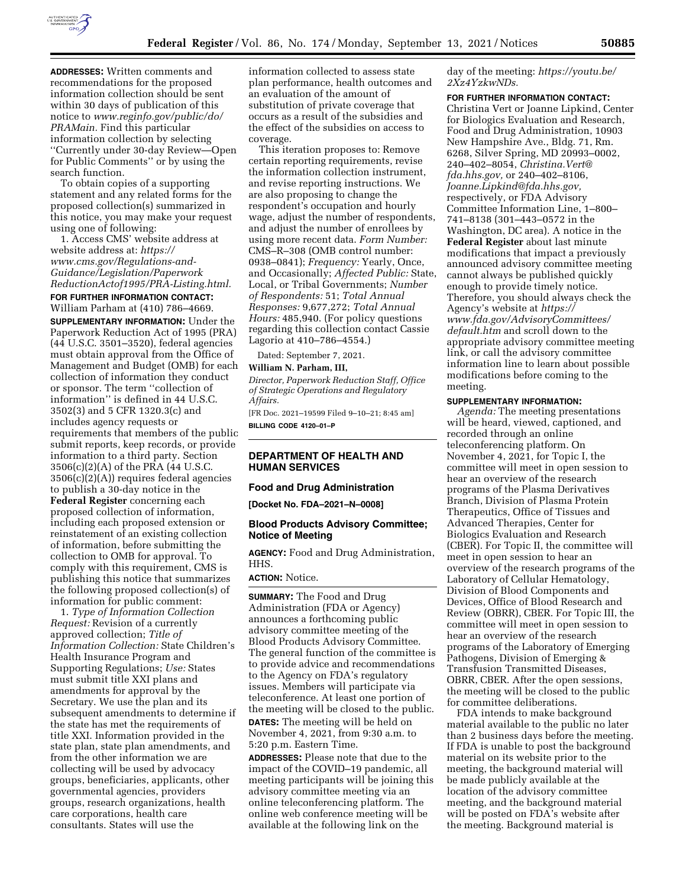**ADDRESSES:** Written comments and recommendations for the proposed information collection should be sent within 30 days of publication of this notice to *www.reginfo.gov/public/do/PRAMain.* Find this particular information collection by selecting ''Currently under 30-day Review—Open for Public Comments'' or by using the search function.

To obtain copies of a supporting statement and any related forms for the proposed collection(s) summarized in this notice, you may make your request using one of following:

1. Access CMS' website address at website address at: *https://www.cms.gov/Regulations-and-Guidance/Legislation/PaperworkReductionActof1995/PRA-Listing.html.*

**FOR FURTHER INFORMATION CONTACT:** William Parham at (410) 786–4669.

**SUPPLEMENTARY INFORMATION:** Under the Paperwork Reduction Act of 1995 (PRA) (44 U.S.C. 3501–3520), federal agencies must obtain approval from the Office of Management and Budget (OMB) for each collection of information they conduct or sponsor. The term ''collection of information'' is defined in 44 U.S.C. 3502(3) and 5 CFR 1320.3(c) and includes agency requests or requirements that members of the public submit reports, keep records, or provide information to a third party. Section 3506(c)(2)(A) of the PRA (44 U.S.C. 3506(c)(2)(A)) requires federal agencies to publish a 30-day notice in the **Federal Register** concerning each proposed collection of information, including each proposed extension or reinstatement of an existing collection of information, before submitting the collection to OMB for approval. To comply with this requirement, CMS is publishing this notice that summarizes the following proposed collection(s) of information for public comment:

1. *Type of Information Collection Request:* Revision of a currently approved collection; *Title of Information Collection:* State Children's Health Insurance Program and Supporting Regulations; *Use:* States must submit title XXI plans and amendments for approval by the Secretary. We use the plan and its subsequent amendments to determine if the state has met the requirements of title XXI. Information provided in the state plan, state plan amendments, and from the other information we are collecting will be used by advocacy groups, beneficiaries, applicants, other governmental agencies, providers groups, research organizations, health care corporations, health care consultants. States will use the information collected to assess state plan performance, health outcomes and an evaluation of the amount of substitution of private coverage that occurs as a result of the subsidies and the effect of the subsidies on access to coverage.

This iteration proposes to: Remove certain reporting requirements, revise the information collection instrument, and revise reporting instructions. We are also proposing to change the respondent's occupation and hourly wage, adjust the number of respondents, and adjust the number of enrollees by using more recent data. *Form Number:* CMS–R–308 (OMB control number: 0938–0841); *Frequency:* Yearly, Once, and Occasionally; *Affected Public:* State, Local, or Tribal Governments; *Number of Respondents:* 51; *Total Annual Responses:* 9,677,272; *Total Annual Hours:* 485,940. (For policy questions regarding this collection contact Cassie Lagorio at 410–786–4554.)

Dated: September 7, 2021.

**William N. Parham, III,**

*Director, Paperwork Reduction Staff, Office of Strategic Operations and Regulatory Affairs.*

[FR Doc. 2021–19599 Filed 9–10–21; 8:45 am]

**BILLING CODE 4120–01–P**

## DEPARTMENT OF HEALTH AND HUMAN SERVICES

### Food and Drug Administration

**[Docket No. FDA–2021–N–0008]**

### Blood Products Advisory Committee; Notice of Meeting

**AGENCY:** Food and Drug Administration, HHS.

**ACTION:** Notice.

**SUMMARY:** The Food and Drug Administration (FDA or Agency) announces a forthcoming public advisory committee meeting of the Blood Products Advisory Committee. The general function of the committee is to provide advice and recommendations to the Agency on FDA's regulatory issues. Members will participate via teleconference. At least one portion of the meeting will be closed to the public.

**DATES:** The meeting will be held on November 4, 2021, from 9:30 a.m. to 5:20 p.m. Eastern Time.

**ADDRESSES:** Please note that due to the impact of the COVID–19 pandemic, all meeting participants will be joining this advisory committee meeting via an online teleconferencing platform. The online web conference meeting will be available at the following link on the day of the meeting: *https://youtu.be/2Xz4YzkwNDs.*

**FOR FURTHER INFORMATION CONTACT:** Christina Vert or Joanne Lipkind, Center for Biologics Evaluation and Research, Food and Drug Administration, 10903 New Hampshire Ave., Bldg. 71, Rm. 6268, Silver Spring, MD 20993–0002, 240–402–8054, *Christina.Vert@fda.hhs.gov,* or 240–402–8106, *Joanne.Lipkind@fda.hhs.gov,* respectively, or FDA Advisory Committee Information Line, 1–800–741–8138 (301–443–0572 in the Washington, DC area). A notice in the **Federal Register** about last minute modifications that impact a previously announced advisory committee meeting cannot always be published quickly enough to provide timely notice. Therefore, you should always check the Agency's website at *https://www.fda.gov/AdvisoryCommittees/default.htm* and scroll down to the appropriate advisory committee meeting link, or call the advisory committee information line to learn about possible modifications before coming to the meeting.

**SUPPLEMENTARY INFORMATION:**

*Agenda:* The meeting presentations will be heard, viewed, captioned, and recorded through an online teleconferencing platform. On November 4, 2021, for Topic I, the committee will meet in open session to hear an overview of the research programs of the Plasma Derivatives Branch, Division of Plasma Protein Therapeutics, Office of Tissues and Advanced Therapies, Center for Biologics Evaluation and Research (CBER). For Topic II, the committee will meet in open session to hear an overview of the research programs of the Laboratory of Cellular Hematology, Division of Blood Components and Devices, Office of Blood Research and Review (OBRR), CBER. For Topic III, the committee will meet in open session to hear an overview of the research programs of the Laboratory of Emerging Pathogens, Division of Emerging & Transfusion Transmitted Diseases, OBRR, CBER. After the open sessions, the meeting will be closed to the public for committee deliberations.

FDA intends to make background material available to the public no later than 2 business days before the meeting. If FDA is unable to post the background material on its website prior to the meeting, the background material will be made publicly available at the location of the advisory committee meeting, and the background material will be posted on FDA's website after the meeting. Background material is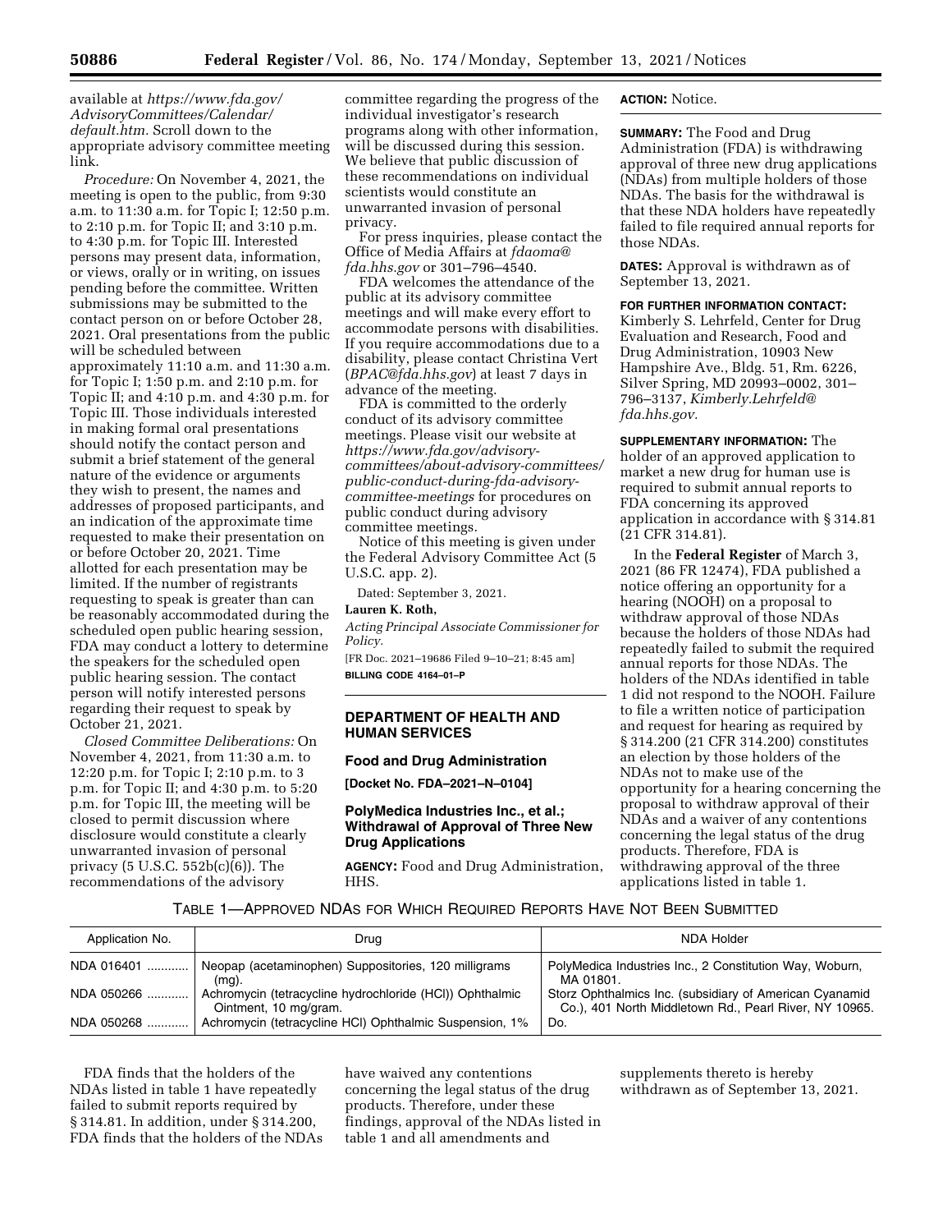available at *https://www.fda.gov/AdvisoryCommittees/Calendar/default.htm.* Scroll down to the appropriate advisory committee meeting link.

*Procedure:* On November 4, 2021, the meeting is open to the public, from 9:30 a.m. to 11:30 a.m. for Topic I; 12:50 p.m. to 2:10 p.m. for Topic II; and 3:10 p.m. to 4:30 p.m. for Topic III. Interested persons may present data, information, or views, orally or in writing, on issues pending before the committee. Written submissions may be submitted to the contact person on or before October 28, 2021. Oral presentations from the public will be scheduled between approximately 11:10 a.m. and 11:30 a.m. for Topic I; 1:50 p.m. and 2:10 p.m. for Topic II; and 4:10 p.m. and 4:30 p.m. for Topic III. Those individuals interested in making formal oral presentations should notify the contact person and submit a brief statement of the general nature of the evidence or arguments they wish to present, the names and addresses of proposed participants, and an indication of the approximate time requested to make their presentation on or before October 20, 2021. Time allotted for each presentation may be limited. If the number of registrants requesting to speak is greater than can be reasonably accommodated during the scheduled open public hearing session, FDA may conduct a lottery to determine the speakers for the scheduled open public hearing session. The contact person will notify interested persons regarding their request to speak by October 21, 2021.

*Closed Committee Deliberations:* On November 4, 2021, from 11:30 a.m. to 12:20 p.m. for Topic I; 2:10 p.m. to 3 p.m. for Topic II; and 4:30 p.m. to 5:20 p.m. for Topic III, the meeting will be closed to permit discussion where disclosure would constitute a clearly unwarranted invasion of personal privacy (5 U.S.C. 552b(c)(6)). The recommendations of the advisory committee regarding the progress of the individual investigator's research programs along with other information, will be discussed during this session. We believe that public discussion of these recommendations on individual scientists would constitute an unwarranted invasion of personal privacy.

For press inquiries, please contact the Office of Media Affairs at *fdaoma@fda.hhs.gov* or 301–796–4540.

FDA welcomes the attendance of the public at its advisory committee meetings and will make every effort to accommodate persons with disabilities. If you require accommodations due to a disability, please contact Christina Vert (*BPAC@fda.hhs.gov*) at least 7 days in advance of the meeting.

FDA is committed to the orderly conduct of its advisory committee meetings. Please visit our website at *https://www.fda.gov/advisory-committees/about-advisory-committees/public-conduct-during-fda-advisory-committee-meetings* for procedures on public conduct during advisory committee meetings.

Notice of this meeting is given under the Federal Advisory Committee Act (5 U.S.C. app. 2).

Dated: September 3, 2021.

**Lauren K. Roth,**

*Acting Principal Associate Commissioner for Policy.*

[FR Doc. 2021–19686 Filed 9–10–21; 8:45 am]

**BILLING CODE 4164–01–P**

## DEPARTMENT OF HEALTH AND HUMAN SERVICES

### Food and Drug Administration

**[Docket No. FDA–2021–N–0104]**

### PolyMedica Industries Inc., et al.; Withdrawal of Approval of Three New Drug Applications

**AGENCY:** Food and Drug Administration, HHS.

**ACTION:** Notice.

**SUMMARY:** The Food and Drug Administration (FDA) is withdrawing approval of three new drug applications (NDAs) from multiple holders of those NDAs. The basis for the withdrawal is that these NDA holders have repeatedly failed to file required annual reports for those NDAs.

**DATES:** Approval is withdrawn as of September 13, 2021.

**FOR FURTHER INFORMATION CONTACT:** Kimberly S. Lehrfeld, Center for Drug Evaluation and Research, Food and Drug Administration, 10903 New Hampshire Ave., Bldg. 51, Rm. 6226, Silver Spring, MD 20993–0002, 301–796–3137, *Kimberly.Lehrfeld@fda.hhs.gov.*

**SUPPLEMENTARY INFORMATION:** The holder of an approved application to market a new drug for human use is required to submit annual reports to FDA concerning its approved application in accordance with § 314.81 (21 CFR 314.81).

In the **Federal Register** of March 3, 2021 (86 FR 12474), FDA published a notice offering an opportunity for a hearing (NOOH) on a proposal to withdraw approval of those NDAs because the holders of those NDAs had repeatedly failed to submit the required annual reports for those NDAs. The holders of the NDAs identified in table 1 did not respond to the NOOH. Failure to file a written notice of participation and request for hearing as required by § 314.200 (21 CFR 314.200) constitutes an election by those holders of the NDAs not to make use of the opportunity for a hearing concerning the proposal to withdraw approval of their NDAs and a waiver of any contentions concerning the legal status of the drug products. Therefore, FDA is withdrawing approval of the three applications listed in table 1.

TABLE 1—APPROVED NDAS FOR WHICH REQUIRED REPORTS HAVE NOT BEEN SUBMITTED

| Application No. | Drug | NDA Holder |
|---|---|---|
| NDA 016401 | Neopap (acetaminophen) Suppositories, 120 milligrams (mg). | PolyMedica Industries Inc., 2 Constitution Way, Woburn, MA 01801. |
| NDA 050266 | Achromycin (tetracycline hydrochloride (HCl)) Ophthalmic Ointment, 10 mg/gram. | Storz Ophthalmics Inc. (subsidiary of American Cyanamid Co.), 401 North Middletown Rd., Pearl River, NY 10965. |
| NDA 050268 | Achromycin (tetracycline HCl) Ophthalmic Suspension, 1% | Do. |

FDA finds that the holders of the NDAs listed in table 1 have repeatedly failed to submit reports required by § 314.81. In addition, under § 314.200, FDA finds that the holders of the NDAs have waived any contentions concerning the legal status of the drug products. Therefore, under these findings, approval of the NDAs listed in table 1 and all amendments and supplements thereto is hereby withdrawn as of September 13, 2021.